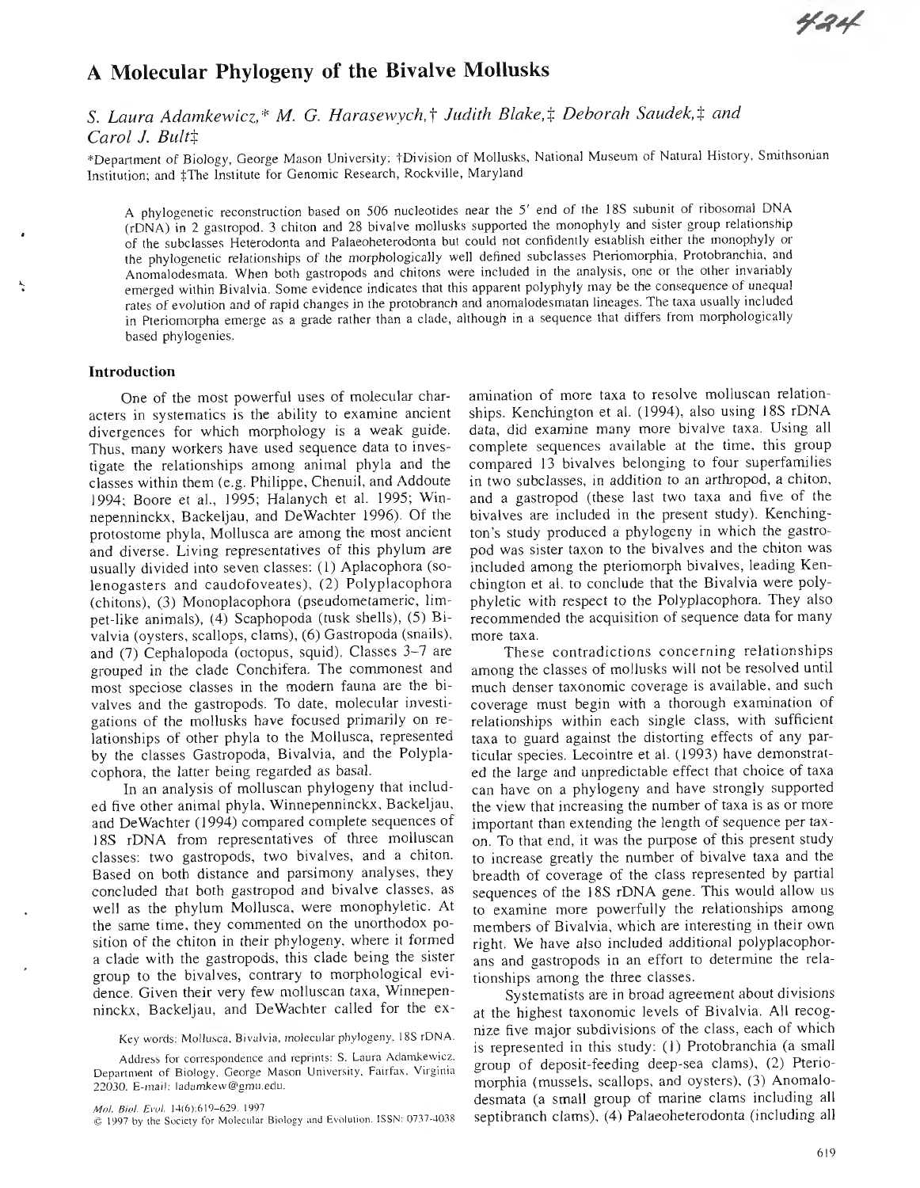# A Molecular Phylogeny of the Bivalve Mollusks

*S. Laura Adamkewicz,\* M. G. Harasewych,† Judith Blake,‡ Deborah Saudek,‡ and Carol J. Bult‡*

\*Department of Biology, George Mason University; †Division of Mollusks, National Museum of Natural History, Smithsonian Institution; and ‡The Institute for Genomic Research, Rockville, Maryland

A phylogenetic reconstruction based on 506 nucleotides near the 5' end of the 18S subunit of ribosomal DNA (rDNA) in 2 gastropod, 3 chiton and 28 bivalve mollusks supported the monophyly and sister group relationship of the subclasses Heterodonta and Palaeoheterodonta but could not confidently establish either the monophyly or the phylogenetic relationships of the morphologically well defined subclasses Pteriomorphia, Protobranchia, and Anomalodesmata. When both gastropods and chitons were included in the analysis, one or the other invariably emerged within Bivalvia. Some evidence indicates that this apparent polyphyly may be the consequence of unequal rates of evolution and of rapid changes in the protobranch and anomalodesmatan lineages. The taxa usually included in Pteriomorpha emerge as a grade rather than a clade, although in a sequence that differs from morphologically based phylogenies.

## Introduction

One of the most powerful uses of molecular characters in systematics is the ability to examine ancient divergences for which morphology is a weak guide. Thus, many workers have used sequence data to investigate the relationships among animal phyla and the classes within them (e.g. Philippe, Chenuil, and Addoute 1994; Boore et al., 1995; Halanych et al. 1995; Winnepenninckx, Backeljau, and DeWachter 1996). Of the protostome phyla, Mollusca are among the most ancient and diverse. Living representatives of this phylum are usually divided into seven classes: (1) Aplacophora (solenogasters and caudofoveates), (2) Polyplacophora (chitons), (3) Monoplacophora (pseudometameric, limpet-like animals), (4) Scaphopoda (tusk shells), (5) Bivalvia (oysters, scallops, clams), (6) Gastropoda (snails), and (7) Cephalopoda (octopus, squid). Classes 3–7 are grouped in the clade Conchifera. The commonest and most speciose classes in the modern fauna are the bivalves and the gastropods. To date, molecular investigations of the mollusks have focused primarily on relationships of other phyla to the Mollusca, represented by the classes Gastropoda, Bivalvia, and the Polyplacophora, the latter being regarded as basal.

In an analysis of molluscan phylogeny that included five other animal phyla, Winnepenninckx, Backeljau, and DeWachter (1994) compared complete sequences of 18S rDNA from representatives of three molluscan classes: two gastropods, two bivalves, and a chiton. Based on both distance and parsimony analyses, they concluded that both gastropod and bivalve classes, as well as the phylum Mollusca, were monophyletic. At the same time, they commented on the unorthodox position of the chiton in their phylogeny, where it formed a clade with the gastropods, this clade being the sister group to the bivalves, contrary to morphological evidence. Given their very few molluscan taxa, Winnepenninckx, Backeljau, and DeWachter called for the examination of more taxa to resolve molluscan relationships. Kenchington et al. (1994), also using 18S rDNA data, did examine many more bivalve taxa. Using all complete sequences available at the time, this group compared 13 bivalves belonging to four superfamilies in two subclasses, in addition to an arthropod, a chiton, and a gastropod (these last two taxa and five of the bivalves are included in the present study). Kenchington's study produced a phylogeny in which the gastropod was sister taxon to the bivalves and the chiton was included among the pteriomorph bivalves, leading Kenchington et al. to conclude that the Bivalvia were polyphyletic with respect to the Polyplacophora. They also recommended the acquisition of sequence data for many more taxa.

These contradictions concerning relationships among the classes of mollusks will not be resolved until much denser taxonomic coverage is available, and such coverage must begin with a thorough examination of relationships within each single class, with sufficient taxa to guard against the distorting effects of any particular species. Lecointre et al. (1993) have demonstrated the large and unpredictable effect that choice of taxa can have on a phylogeny and have strongly supported the view that increasing the number of taxa is as or more important than extending the length of sequence per taxon. To that end, it was the purpose of this present study to increase greatly the number of bivalve taxa and the breadth of coverage of the class represented by partial sequences of the 18S rDNA gene. This would allow us to examine more powerfully the relationships among members of Bivalvia, which are interesting in their own right. We have also included additional polyplacophorans and gastropods in an effort to determine the relationships among the three classes.

Systematists are in broad agreement about divisions at the highest taxonomic levels of Bivalvia. All recognize five major subdivisions of the class, each of which is represented in this study: (1) Protobranchia (a small group of deposit-feeding deep-sea clams), (2) Pteriomorphia (mussels, scallops, and oysters), (3) Anomalodesmata (a small group of marine clams including all septibranch clams), (4) Palaeoheterodonta (including all

Key words: Mollusca, Bivalvia, molecular phylogeny, 18S rDNA.

Address for correspondence and reprints: S. Laura Adamkewicz, Department of Biology, George Mason University, Fairfax, Virginia 22030. E-mail: ladamkew@gmu.edu.

*Mol. Biol. Evol.* 14(6):619–629. 1997

© 1997 by the Society for Molecular Biology and Evolution. ISSN: 0737-4038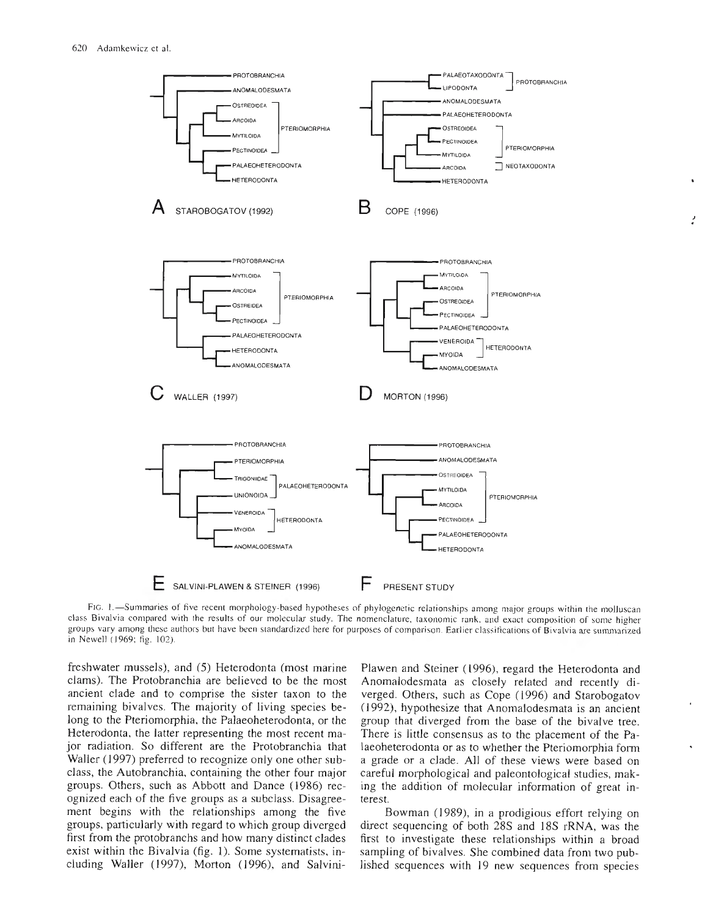Fig. 1.—Summaries of five recent morphology-based hypotheses of phylogenetic relationships among major groups within the molluscan class Bivalvia compared with the results of our molecular study. The nomenclature, taxonomic rank, and exact composition of some higher groups vary among these authors but have been standardized here for purposes of comparison. Earlier classifications of Bivalvia are summarized in Newell (1969; fig. 102).

freshwater mussels), and (5) Heterodonta (most marine clams). The Protobranchia are believed to be the most ancient clade and to comprise the sister taxon to the remaining bivalves. The majority of living species belong to the Pteriomorphia, the Palaeoheterodonta, or the Heterodonta, the latter representing the most recent major radiation. So different are the Protobranchia that Waller (1997) preferred to recognize only one other subclass, the Autobranchia, containing the other four major groups. Others, such as Abbott and Dance (1986) recognized each of the five groups as a subclass. Disagreement begins with the relationships among the five groups, particularly with regard to which group diverged first from the protobranchs and how many distinct clades exist within the Bivalvia (fig. 1). Some systematists, including Waller (1997), Morton (1996), and Salvini-Plawen and Steiner (1996), regard the Heterodonta and Anomalodesmata as closely related and recently diverged. Others, such as Cope (1996) and Starobogatov (1992), hypothesize that Anomalodesmata is an ancient group that diverged from the base of the bivalve tree. There is little consensus as to the placement of the Palaeoheterodonta or as to whether the Pteriomorphia form a grade or a clade. All of these views were based on careful morphological and paleontological studies, making the addition of molecular information of great interest.

Bowman (1989), in a prodigious effort relying on direct sequencing of both 28S and 18S rRNA, was the first to investigate these relationships within a broad sampling of bivalves. She combined data from two published sequences with 19 new sequences from species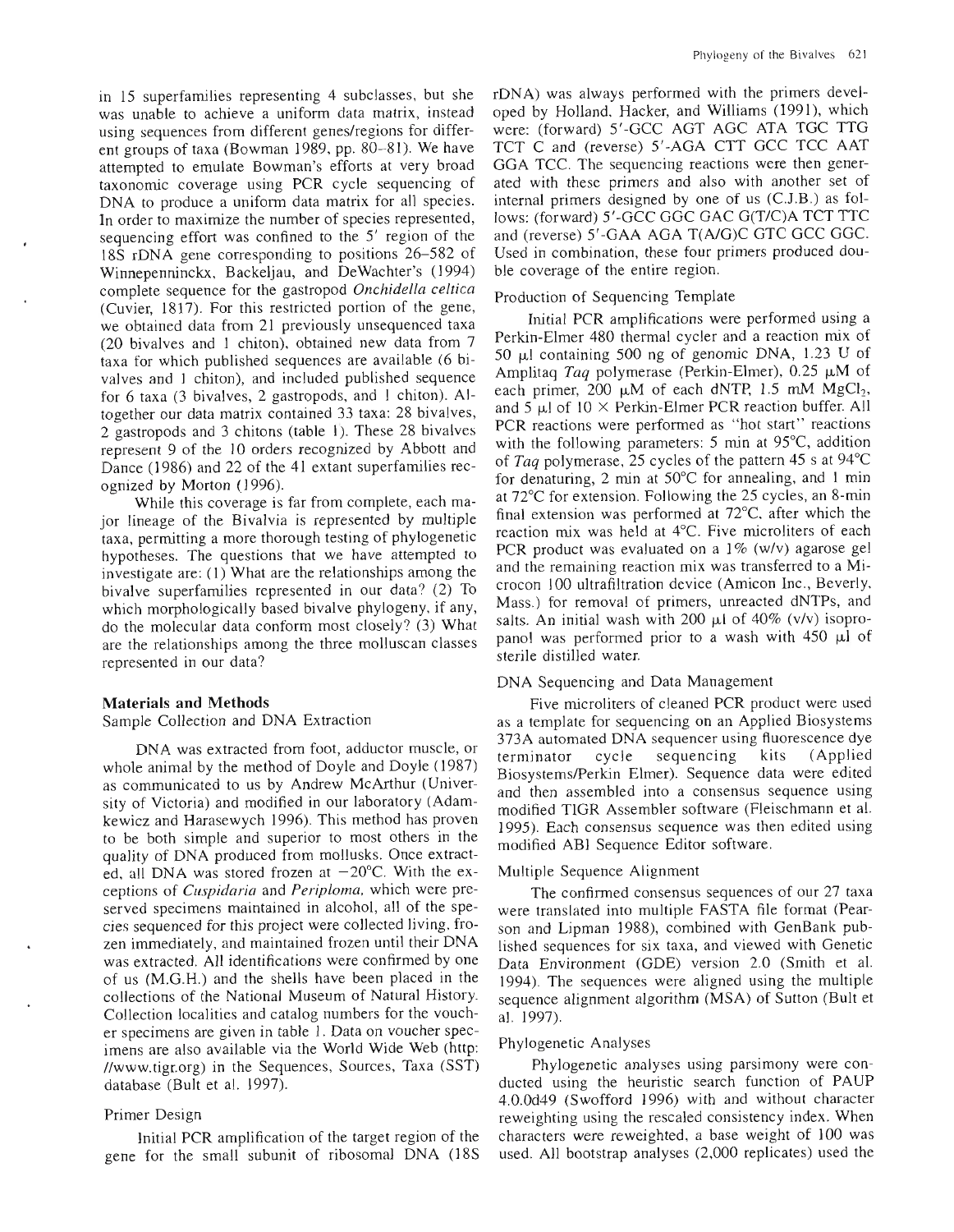in 15 superfamilies representing 4 subclasses, but she was unable to achieve a uniform data matrix, instead using sequences from different genes/regions for different groups of taxa (Bowman 1989, pp. 80–81). We have attempted to emulate Bowman's efforts at very broad taxonomic coverage using PCR cycle sequencing of DNA to produce a uniform data matrix for all species. In order to maximize the number of species represented, sequencing effort was confined to the 5′ region of the 18S rDNA gene corresponding to positions 26–582 of Winnepenninckx, Backeljau, and DeWachter's (1994) complete sequence for the gastropod *Onchidella celtica* (Cuvier, 1817). For this restricted portion of the gene, we obtained data from 21 previously unsequenced taxa (20 bivalves and 1 chiton), obtained new data from 7 taxa for which published sequences are available (6 bivalves and 1 chiton), and included published sequence for 6 taxa (3 bivalves, 2 gastropods, and 1 chiton). Altogether our data matrix contained 33 taxa: 28 bivalves, 2 gastropods and 3 chitons (table 1). These 28 bivalves represent 9 of the 10 orders recognized by Abbott and Dance (1986) and 22 of the 41 extant superfamilies recognized by Morton (1996).

While this coverage is far from complete, each major lineage of the Bivalvia is represented by multiple taxa, permitting a more thorough testing of phylogenetic hypotheses. The questions that we have attempted to investigate are: (1) What are the relationships among the bivalve superfamilies represented in our data? (2) To which morphologically based bivalve phylogeny, if any, do the molecular data conform most closely? (3) What are the relationships among the three molluscan classes represented in our data?

## Materials and Methods

### Sample Collection and DNA Extraction

DNA was extracted from foot, adductor muscle, or whole animal by the method of Doyle and Doyle (1987) as communicated to us by Andrew McArthur (University of Victoria) and modified in our laboratory (Adamkewicz and Harasewych 1996). This method has proven to be both simple and superior to most others in the quality of DNA produced from mollusks. Once extracted, all DNA was stored frozen at −20°C. With the exceptions of *Cuspidaria* and *Periploma*, which were preserved specimens maintained in alcohol, all of the species sequenced for this project were collected living, frozen immediately, and maintained frozen until their DNA was extracted. All identifications were confirmed by one of us (M.G.H.) and the shells have been placed in the collections of the National Museum of Natural History. Collection localities and catalog numbers for the voucher specimens are given in table 1. Data on voucher specimens are also available via the World Wide Web (http://www.tigr.org) in the Sequences, Sources, Taxa (SST) database (Bult et al. 1997).

### Primer Design

Initial PCR amplification of the target region of the gene for the small subunit of ribosomal DNA (18S rDNA) was always performed with the primers developed by Holland, Hacker, and Williams (1991), which were: (forward) 5′-GCC AGT AGC ATA TGC TTG TCT C and (reverse) 5′-AGA CTT GCC TCC AAT GGA TCC. The sequencing reactions were then generated with these primers and also with another set of internal primers designed by one of us (C.J.B.) as follows: (forward) 5′-GCC GGC GAC G(T/C)A TCT TTC and (reverse) 5′-GAA AGA T(A/G)C GTC GCC GGC. Used in combination, these four primers produced double coverage of the entire region.

### Production of Sequencing Template

Initial PCR amplifications were performed using a Perkin-Elmer 480 thermal cycler and a reaction mix of 50 μl containing 500 ng of genomic DNA, 1.23 U of Amplitaq *Taq* polymerase (Perkin-Elmer), 0.25 μM of each primer, 200 μM of each dNTP, 1.5 mM $MgCl_2$, and 5 μl of 10 × Perkin-Elmer PCR reaction buffer. All PCR reactions were performed as "hot start" reactions with the following parameters: 5 min at 95°C, addition of *Taq* polymerase, 25 cycles of the pattern 45 s at 94°C for denaturing, 2 min at 50°C for annealing, and 1 min at 72°C for extension. Following the 25 cycles, an 8-min final extension was performed at 72°C, after which the reaction mix was held at 4°C. Five microliters of each PCR product was evaluated on a 1% (w/v) agarose gel and the remaining reaction mix was transferred to a Microcon 100 ultrafiltration device (Amicon Inc., Beverly, Mass.) for removal of primers, unreacted dNTPs, and salts. An initial wash with 200 μl of 40% (v/v) isopropanol was performed prior to a wash with 450 μl of sterile distilled water.

### DNA Sequencing and Data Management

Five microliters of cleaned PCR product were used as a template for sequencing on an Applied Biosystems 373A automated DNA sequencer using fluorescence dye terminator cycle sequencing kits (Applied Biosystems/Perkin Elmer). Sequence data were edited and then assembled into a consensus sequence using modified TIGR Assembler software (Fleischmann et al. 1995). Each consensus sequence was then edited using modified ABI Sequence Editor software.

### Multiple Sequence Alignment

The confirmed consensus sequences of our 27 taxa were translated into multiple FASTA file format (Pearson and Lipman 1988), combined with GenBank published sequences for six taxa, and viewed with Genetic Data Environment (GDE) version 2.0 (Smith et al. 1994). The sequences were aligned using the multiple sequence alignment algorithm (MSA) of Sutton (Bult et al. 1997).

### Phylogenetic Analyses

Phylogenetic analyses using parsimony were conducted using the heuristic search function of PAUP 4.0.0d49 (Swofford 1996) with and without character reweighting using the rescaled consistency index. When characters were reweighted, a base weight of 100 was used. All bootstrap analyses (2,000 replicates) used the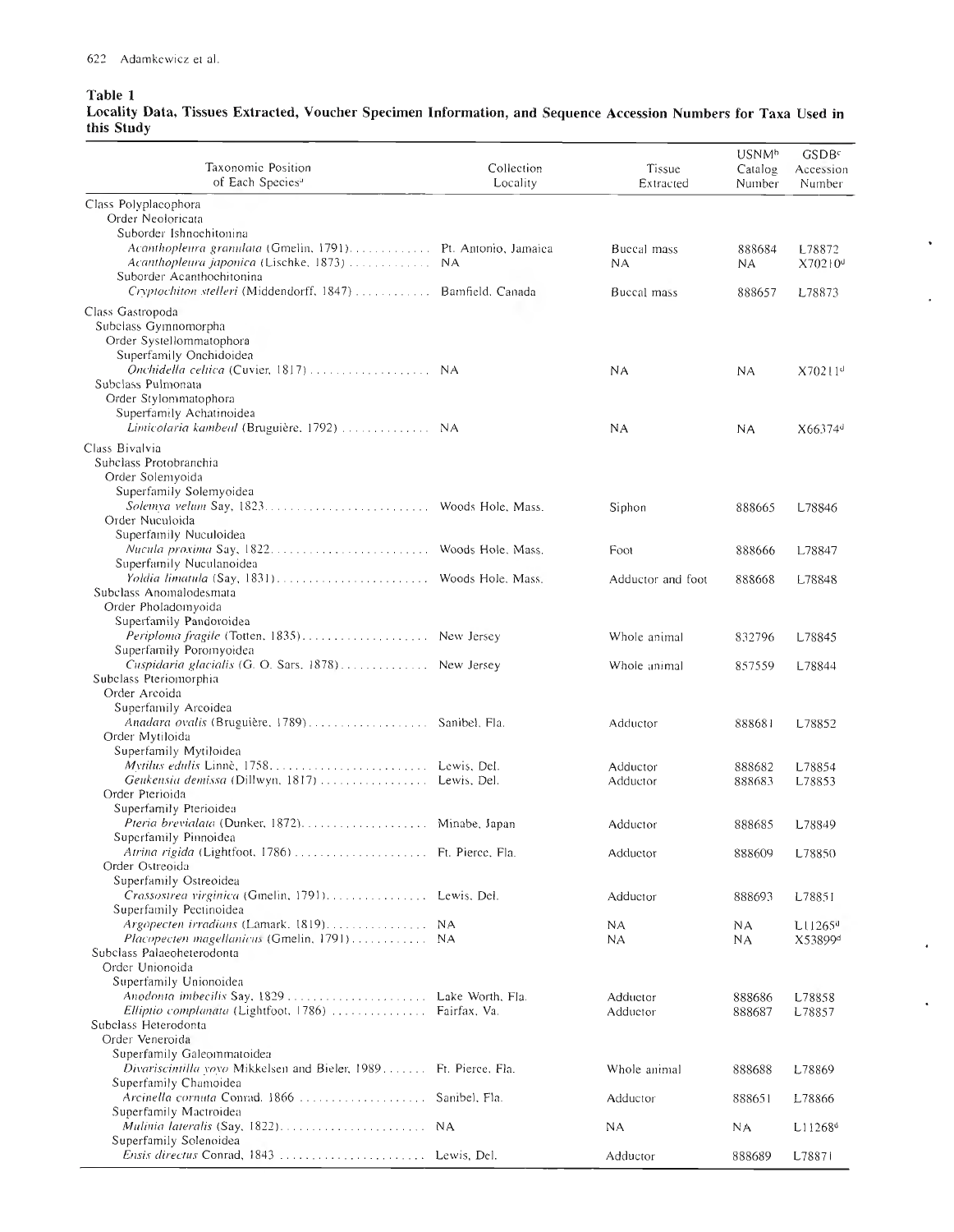**Table 1**
**Locality Data, Tissues Extracted, Voucher Specimen Information, and Sequence Accession Numbers for Taxa Used in this Study**

| Taxonomic Position of Each Species[a] | Collection Locality | Tissue Extracted | USNM[b] Catalog Number | GSDB[c] Accession Number |
|---|---|---|---|---|
| Class Polyplacophora | | | | |
| Order Neoloricata | | | | |
| Suborder Ishnochitonina | | | | |
| *Acanthopleura granulata* (Gmelin, 1791) | Pt. Antonio, Jamaica | Buccal mass | 888684 | L78872 |
| *Acanthopleura japonica* (Lischke, 1873) | NA | NA | NA | X70210[d] |
| Suborder Acanthochitonina | | | | |
| *Cryptochiton stelleri* (Middendorff, 1847) | Bamfield, Canada | Buccal mass | 888657 | L78873 |
| Class Gastropoda | | | | |
| Subclass Gymnomorpha | | | | |
| Order Systellommatophora | | | | |
| Superfamily Onchidoidea | | | | |
| *Onchidella celtica* (Cuvier, 1817) | NA | NA | NA | X70211[d] |
| Subclass Pulmonata | | | | |
| Order Stylommatophora | | | | |
| Superfamily Achatinoidea | | | | |
| *Limicolaria kambeul* (Bruguière, 1792) | NA | NA | NA | X66374[d] |
| Class Bivalvia | | | | |
| Subclass Protobranchia | | | | |
| Order Solemyoida | | | | |
| Superfamily Solemyoidea | | | | |
| *Solemya velum* Say, 1823 | Woods Hole, Mass. | Siphon | 888665 | L78846 |
| Order Nuculoida | | | | |
| Superfamily Nuculoidea | | | | |
| *Nucula proxima* Say, 1822 | Woods Hole, Mass. | Foot | 888666 | L78847 |
| Superfamily Nuculanoidea | | | | |
| *Yoldia limatula* (Say, 1831) | Woods Hole, Mass. | Adductor and foot | 888668 | L78848 |
| Subclass Anomalodesmata | | | | |
| Order Pholadomyoida | | | | |
| Superfamily Pandoroidea | | | | |
| *Periploma fragile* (Totten, 1835) | New Jersey | Whole animal | 832796 | L78845 |
| Superfamily Poromyoidea | | | | |
| *Cuspidaria glacialis* (G. O. Sars, 1878) | New Jersey | Whole animal | 857559 | L78844 |
| Subclass Pteriomorphia | | | | |
| Order Arcoida | | | | |
| Superfamily Arcoidea | | | | |
| *Anadara ovalis* (Bruguière, 1789) | Sanibel, Fla. | Adductor | 888681 | L78852 |
| Order Mytiloida | | | | |
| Superfamily Mytiloidea | | | | |
| *Mytilus edulis* Linnè, 1758 | Lewis, Del. | Adductor | 888682 | L78854 |
| *Geukensia demissa* (Dillwyn, 1817) | Lewis, Del. | Adductor | 888683 | L78853 |
| Order Pterioida | | | | |
| Superfamily Pterioidea | | | | |
| *Pteria brevialata* (Dunker, 1872) | Minabe, Japan | Adductor | 888685 | L78849 |
| Superfamily Pinnoidea | | | | |
| *Atrina rigida* (Lightfoot, 1786) | Ft. Pierce, Fla. | Adductor | 888609 | L78850 |
| Order Ostreoida | | | | |
| Superfamily Ostreoidea | | | | |
| *Crassostrea virginica* (Gmelin, 1791) | Lewis, Del. | Adductor | 888693 | L78851 |
| Superfamily Pectinoidea | | | | |
| *Argopecten irradians* (Lamark, 1819) | NA | NA | NA | L11265[d] |
| *Placopecten magellanicus* (Gmelin, 1791) | NA | NA | NA | X53899[d] |
| Subclass Palaeoheterodonta | | | | |
| Order Unionoida | | | | |
| Superfamily Unionoidea | | | | |
| *Anodonta imbecilis* Say, 1829 | Lake Worth, Fla. | Adductor | 888686 | L78858 |
| *Elliptio complanata* (Lightfoot, 1786) | Fairfax, Va. | Adductor | 888687 | L78857 |
| Subclass Heterodonta | | | | |
| Order Veneroida | | | | |
| Superfamily Galeommatoidea | | | | |
| *Divariscintilla yoyo* Mikkelsen and Bieler, 1989 | Ft. Pierce, Fla. | Whole animal | 888688 | L78869 |
| Superfamily Chamoidea | | | | |
| *Arcinella cornuta* Conrad, 1866 | Sanibel, Fla. | Adductor | 888651 | L78866 |
| Superfamily Mactroidea | | | | |
| *Mulinia lateralis* (Say, 1822) | NA | NA | NA | L11268[d] |
| Superfamily Solenoidea | | | | |
| *Ensis directus* Conrad, 1843 | Lewis, Del. | Adductor | 888689 | L78871 |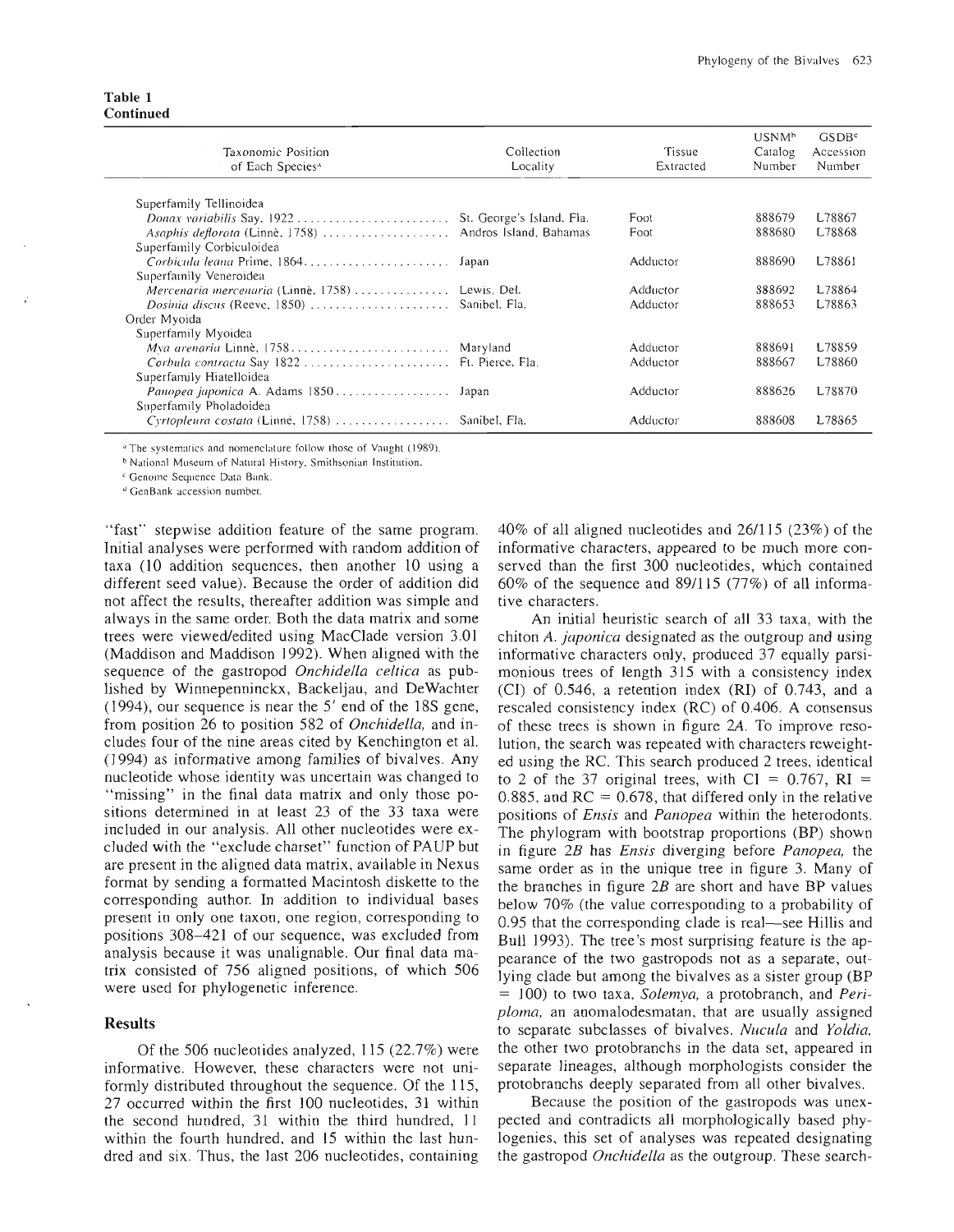**Table 1**
**Continued**

| Taxonomic Position of Each Species[a] | Collection Locality | Tissue Extracted | USNM[b] Catalog Number | GSDB[c] Accession Number |
|---|---|---|---|---|
| Superfamily Tellinoidea | | | | |
| *Donax variabilis* Say, 1922 | St. George's Island, Fla. | Foot | 888679 | L78867 |
| *Asaphis deflorata* (Linnè, 1758) | Andros Island, Bahamas | Foot | 888680 | L78868 |
| Superfamily Corbiculoidea | | | | |
| *Corbicula leana* Prime, 1864 | Japan | Adductor | 888690 | L78861 |
| Superfamily Veneroidea | | | | |
| *Mercenaria mercenaria* (Linnè, 1758) | Lewis, Del. | Adductor | 888692 | L78864 |
| *Dosinia discus* (Reeve, 1850) | Sanibel, Fla. | Adductor | 888653 | L78863 |
| Order Myoida | | | | |
| Superfamily Myoidea | | | | |
| *Mya arenaria* Linnè, 1758 | Maryland | Adductor | 888691 | L78859 |
| *Corbula contracta* Say 1822 | Ft. Pierce, Fla. | Adductor | 888667 | L78860 |
| Superfamily Hiatelloidea | | | | |
| *Panopea japonica* A. Adams 1850 | Japan | Adductor | 888626 | L78870 |
| Superfamily Pholadoidea | | | | |
| *Cyrtopleura costata* (Linnè, 1758) | Sanibel, Fla. | Adductor | 888608 | L78865 |

[a] The systematics and nomenclature follow those of Vaught (1989).

[b] National Museum of Natural History, Smithsonian Institution.

[c] Genome Sequence Data Bank.

[d] GenBank accession number.

"fast" stepwise addition feature of the same program. Initial analyses were performed with random addition of taxa (10 addition sequences, then another 10 using a different seed value). Because the order of addition did not affect the results, thereafter addition was simple and always in the same order. Both the data matrix and some trees were viewed/edited using MacClade version 3.01 (Maddison and Maddison 1992). When aligned with the sequence of the gastropod *Onchidella celtica* as published by Winnepenninckx, Backeljau, and DeWachter (1994), our sequence is near the 5′ end of the 18S gene, from position 26 to position 582 of *Onchidella,* and includes four of the nine areas cited by Kenchington et al. (1994) as informative among families of bivalves. Any nucleotide whose identity was uncertain was changed to "missing" in the final data matrix and only those positions determined in at least 23 of the 33 taxa were included in our analysis. All other nucleotides were excluded with the "exclude charset" function of PAUP but are present in the aligned data matrix, available in Nexus format by sending a formatted Macintosh diskette to the corresponding author. In addition to individual bases present in only one taxon, one region, corresponding to positions 308–421 of our sequence, was excluded from analysis because it was unalignable. Our final data matrix consisted of 756 aligned positions, of which 506 were used for phylogenetic inference.

## Results

Of the 506 nucleotides analyzed, 115 (22.7%) were informative. However, these characters were not uniformly distributed throughout the sequence. Of the 115, 27 occurred within the first 100 nucleotides, 31 within the second hundred, 31 within the third hundred, 11 within the fourth hundred, and 15 within the last hundred and six. Thus, the last 206 nucleotides, containing 40% of all aligned nucleotides and 26/115 (23%) of the informative characters, appeared to be much more conserved than the first 300 nucleotides, which contained 60% of the sequence and 89/115 (77%) of all informative characters.

An initial heuristic search of all 33 taxa, with the chiton *A. japonica* designated as the outgroup and using informative characters only, produced 37 equally parsimonious trees of length 315 with a consistency index (CI) of 0.546, a retention index (RI) of 0.743, and a rescaled consistency index (RC) of 0.406. A consensus of these trees is shown in figure 2*A*. To improve resolution, the search was repeated with characters reweighted using the RC. This search produced 2 trees, identical to 2 of the 37 original trees, with CI = 0.767, RI = 0.885, and RC = 0.678, that differed only in the relative positions of *Ensis* and *Panopea* within the heterodonts. The phylogram with bootstrap proportions (BP) shown in figure 2*B* has *Ensis* diverging before *Panopea,* the same order as in the unique tree in figure 3. Many of the branches in figure 2*B* are short and have BP values below 70% (the value corresponding to a probability of 0.95 that the corresponding clade is real—see Hillis and Bull 1993). The tree's most surprising feature is the appearance of the two gastropods not as a separate, outlying clade but among the bivalves as a sister group (BP = 100) to two taxa, *Solemya,* a protobranch, and *Periploma,* an anomalodesmatan, that are usually assigned to separate subclasses of bivalves. *Nucula* and *Yoldia,* the other two protobranchs in the data set, appeared in separate lineages, although morphologists consider the protobranchs deeply separated from all other bivalves.

Because the position of the gastropods was unexpected and contradicts all morphologically based phylogenies, this set of analyses was repeated designating the gastropod *Onchidella* as the outgroup. These search-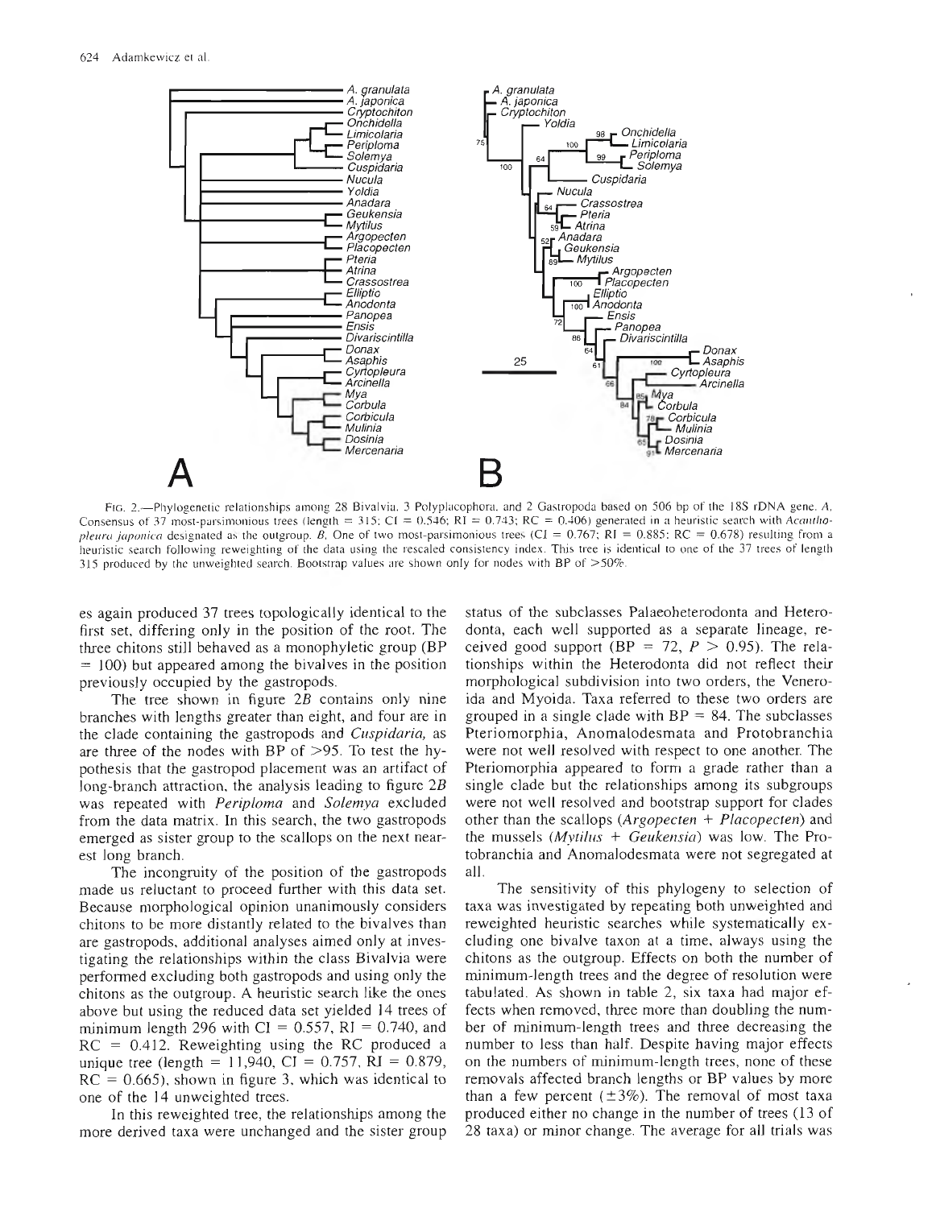FIG. 2.—Phylogenetic relationships among 28 Bivalvia, 3 Polyplacophora, and 2 Gastropoda based on 506 bp of the 18S rDNA gene. *A*, Consensus of 37 most-parsimonious trees (length = 315; CI = 0.546; RI = 0.743; RC = 0.406) generated in a heuristic search with *Acanthopleura japonica* designated as the outgroup. *B*, One of two most-parsimonious trees (CI = 0.767; RI = 0.885; RC = 0.678) resulting from a heuristic search following reweighting of the data using the rescaled consistency index. This tree is identical to one of the 37 trees of length 315 produced by the unweighted search. Bootstrap values are shown only for nodes with BP of >50%.

es again produced 37 trees topologically identical to the first set, differing only in the position of the root. The three chitons still behaved as a monophyletic group (BP = 100) but appeared among the bivalves in the position previously occupied by the gastropods.

The tree shown in figure 2*B* contains only nine branches with lengths greater than eight, and four are in the clade containing the gastropods and *Cuspidaria*, as are three of the nodes with BP of >95. To test the hypothesis that the gastropod placement was an artifact of long-branch attraction, the analysis leading to figure 2*B* was repeated with *Periploma* and *Solemya* excluded from the data matrix. In this search, the two gastropods emerged as sister group to the scallops on the next nearest long branch.

The incongruity of the position of the gastropods made us reluctant to proceed further with this data set. Because morphological opinion unanimously considers chitons to be more distantly related to the bivalves than are gastropods, additional analyses aimed only at investigating the relationships within the class Bivalvia were performed excluding both gastropods and using only the chitons as the outgroup. A heuristic search like the ones above but using the reduced data set yielded 14 trees of minimum length 296 with CI = 0.557, RI = 0.740, and RC = 0.412. Reweighting using the RC produced a unique tree (length = 11,940, CI = 0.757, RI = 0.879, RC = 0.665), shown in figure 3, which was identical to one of the 14 unweighted trees.

In this reweighted tree, the relationships among the more derived taxa were unchanged and the sister group status of the subclasses Palaeoheterodonta and Heterodonta, each well supported as a separate lineage, received good support (BP = 72, $P > 0.95$). The relationships within the Heterodonta did not reflect their morphological subdivision into two orders, the Veneroida and Myoida. Taxa referred to these two orders are grouped in a single clade with BP = 84. The subclasses Pteriomorphia, Anomalodesmata and Protobranchia were not well resolved with respect to one another. The Pteriomorphia appeared to form a grade rather than a single clade but the relationships among its subgroups were not well resolved and bootstrap support for clades other than the scallops (*Argopecten* + *Placopecten*) and the mussels (*Mytilus* + *Geukensia*) was low. The Protobranchia and Anomalodesmata were not segregated at all.

The sensitivity of this phylogeny to selection of taxa was investigated by repeating both unweighted and reweighted heuristic searches while systematically excluding one bivalve taxon at a time, always using the chitons as the outgroup. Effects on both the number of minimum-length trees and the degree of resolution were tabulated. As shown in table 2, six taxa had major effects when removed, three more than doubling the number of minimum-length trees and three decreasing the number to less than half. Despite having major effects on the numbers of minimum-length trees, none of these removals affected branch lengths or BP values by more than a few percent (±3%). The removal of most taxa produced either no change in the number of trees (13 of 28 taxa) or minor change. The average for all trials was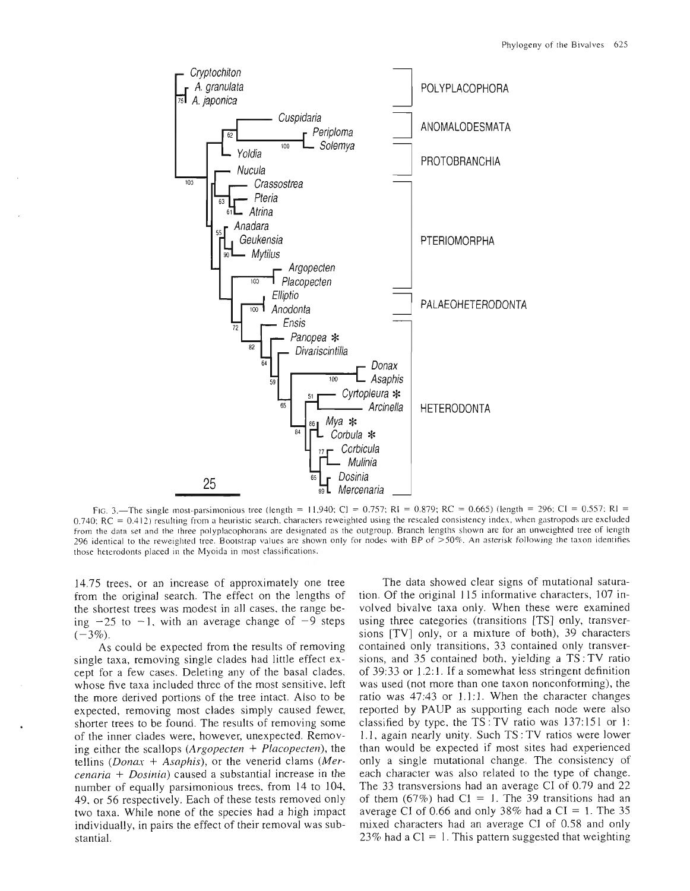FIG. 3.—The single most-parsimonious tree (length = 11,940; CI = 0.757; RI = 0.879; RC = 0.665) (length = 296; CI = 0.557; RI = 0.740; RC = 0.412) resulting from a heuristic search, characters reweighted using the rescaled consistency index, when gastropods are excluded from the data set and the three polyplacophorans are designated as the outgroup. Branch lengths shown are for an unweighted tree of length 296 identical to the reweighted tree. Bootstrap values are shown only for nodes with BP of >50%. An asterisk following the taxon identifies those heterodonts placed in the Myoida in most classifications.

14.75 trees, or an increase of approximately one tree from the original search. The effect on the lengths of the shortest trees was modest in all cases, the range being −25 to −1, with an average change of −9 steps (−3%).

As could be expected from the results of removing single taxa, removing single clades had little effect except for a few cases. Deleting any of the basal clades, whose five taxa included three of the most sensitive, left the more derived portions of the tree intact. Also to be expected, removing most clades simply caused fewer, shorter trees to be found. The results of removing some of the inner clades were, however, unexpected. Removing either the scallops (*Argopecten* + *Placopecten*), the tellins (*Donax* + *Asaphis*), or the venerid clams (*Mercenaria* + *Dosinia*) caused a substantial increase in the number of equally parsimonious trees, from 14 to 104, 49, or 56 respectively. Each of these tests removed only two taxa. While none of the species had a high impact individually, in pairs the effect of their removal was substantial.

The data showed clear signs of mutational saturation. Of the original 115 informative characters, 107 involved bivalve taxa only. When these were examined using three categories (transitions [TS] only, transversions [TV] only, or a mixture of both), 39 characters contained only transitions, 33 contained only transversions, and 35 contained both, yielding a TS : TV ratio of 39:33 or 1.2:1. If a somewhat less stringent definition was used (not more than one taxon nonconforming), the ratio was 47:43 or 1.1:1. When the character changes reported by PAUP as supporting each node were also classified by type, the TS : TV ratio was 137:151 or 1:1.1, again nearly unity. Such TS : TV ratios were lower than would be expected if most sites had experienced only a single mutational change. The consistency of each character was also related to the type of change. The 33 transversions had an average CI of 0.79 and 22 of them (67%) had CI = 1. The 39 transitions had an average CI of 0.66 and only 38% had a CI = 1. The 35 mixed characters had an average CI of 0.58 and only 23% had a CI = 1. This pattern suggested that weighting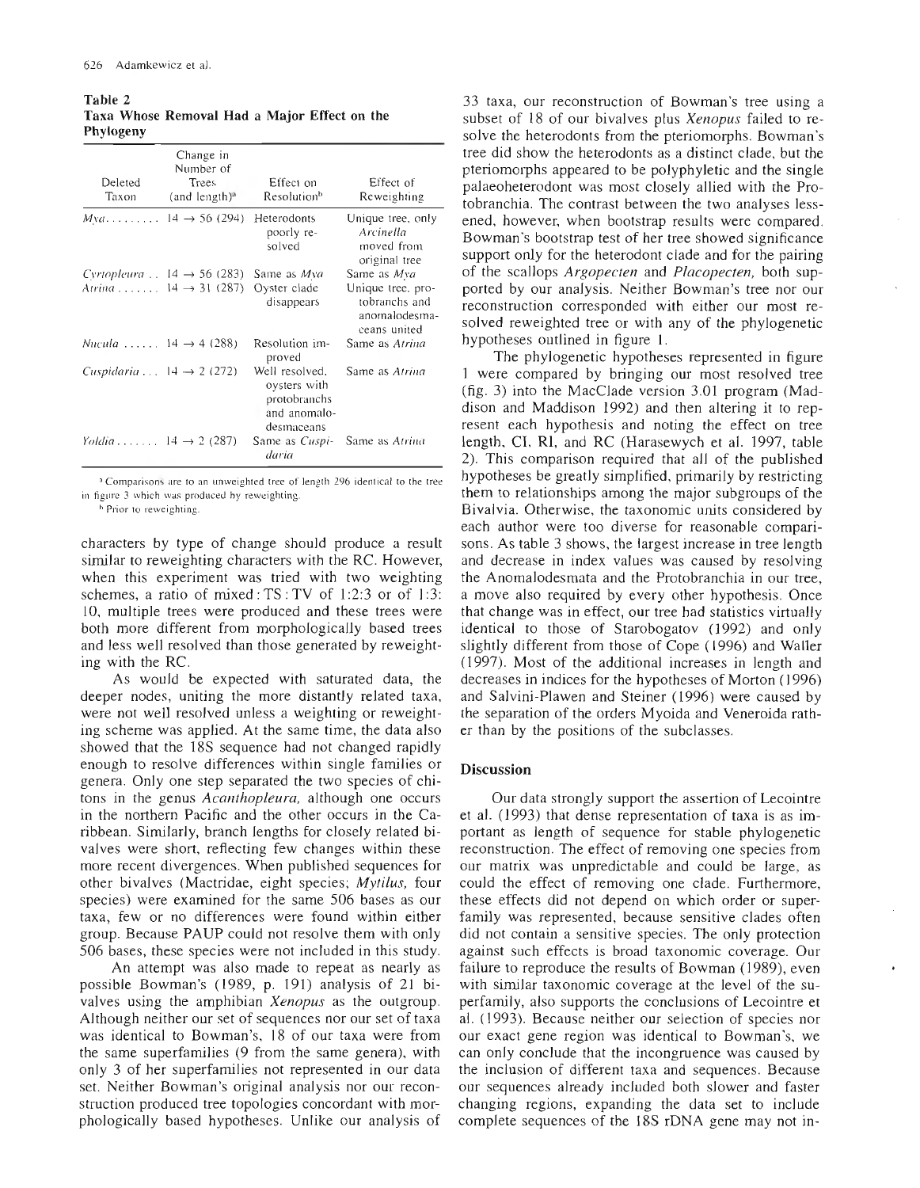**Table 2**
**Taxa Whose Removal Had a Major Effect on the Phylogeny**

| Deleted Taxon | Change in Number of Trees (and length)[a] | Effect on Resolution[b] | Effect of Reweighting |
|---|---|---|---|
| *Mya* | 14 → 56 (294) | Heterodonts poorly resolved | Unique tree, only *Arcinella* moved from original tree |
| *Cyrtopleura* | 14 → 56 (283) | Same as *Mya* | Same as *Mya* |
| *Atrina* | 14 → 31 (287) | Oyster clade disappears | Unique tree, protobranchs and anomalodesmaceans united |
| *Nucula* | 14 → 4 (288) | Resolution improved | Same as *Atrina* |
| *Cuspidaria* | 14 → 2 (272) | Well resolved, oysters with protobranchs and anomalodesmaceans | Same as *Atrina* |
| *Yoldia* | 14 → 2 (287) | Same as *Cuspidaria* | Same as *Atrina* |

[a] Comparisons are to an unweighted tree of length 296 identical to the tree in figure 3 which was produced by reweighting.

[b] Prior to reweighting.

characters by type of change should produce a result similar to reweighting characters with the RC. However, when this experiment was tried with two weighting schemes, a ratio of mixed : TS : TV of 1:2:3 or of 1:3:10, multiple trees were produced and these trees were both more different from morphologically based trees and less well resolved than those generated by reweighting with the RC.

As would be expected with saturated data, the deeper nodes, uniting the more distantly related taxa, were not well resolved unless a weighting or reweighting scheme was applied. At the same time, the data also showed that the 18S sequence had not changed rapidly enough to resolve differences within single families or genera. Only one step separated the two species of chitons in the genus *Acanthopleura,* although one occurs in the northern Pacific and the other occurs in the Caribbean. Similarly, branch lengths for closely related bivalves were short, reflecting few changes within these more recent divergences. When published sequences for other bivalves (Mactridae, eight species; *Mytilus,* four species) were examined for the same 506 bases as our taxa, few or no differences were found within either group. Because PAUP could not resolve them with only 506 bases, these species were not included in this study.

An attempt was also made to repeat as nearly as possible Bowman's (1989, p. 191) analysis of 21 bivalves using the amphibian *Xenopus* as the outgroup. Although neither our set of sequences nor our set of taxa was identical to Bowman's, 18 of our taxa were from the same superfamilies (9 from the same genera), with only 3 of her superfamilies not represented in our data set. Neither Bowman's original analysis nor our reconstruction produced tree topologies concordant with morphologically based hypotheses. Unlike our analysis of 33 taxa, our reconstruction of Bowman's tree using a subset of 18 of our bivalves plus *Xenopus* failed to resolve the heterodonts from the pteriomorphs. Bowman's tree did show the heterodonts as a distinct clade, but the pteriomorphs appeared to be polyphyletic and the single palaeoheterodont was most closely allied with the Protobranchia. The contrast between the two analyses lessened, however, when bootstrap results were compared. Bowman's bootstrap test of her tree showed significance support only for the heterodont clade and for the pairing of the scallops *Argopecten* and *Placopecten,* both supported by our analysis. Neither Bowman's tree nor our reconstruction corresponded with either our most resolved reweighted tree or with any of the phylogenetic hypotheses outlined in figure 1.

The phylogenetic hypotheses represented in figure 1 were compared by bringing our most resolved tree (fig. 3) into the MacClade version 3.01 program (Maddison and Maddison 1992) and then altering it to represent each hypothesis and noting the effect on tree length, CI, RI, and RC (Harasewych et al. 1997, table 2). This comparison required that all of the published hypotheses be greatly simplified, primarily by restricting them to relationships among the major subgroups of the Bivalvia. Otherwise, the taxonomic units considered by each author were too diverse for reasonable comparisons. As table 3 shows, the largest increase in tree length and decrease in index values was caused by resolving the Anomalodesmata and the Protobranchia in our tree, a move also required by every other hypothesis. Once that change was in effect, our tree had statistics virtually identical to those of Starobogatov (1992) and only slightly different from those of Cope (1996) and Waller (1997). Most of the additional increases in length and decreases in indices for the hypotheses of Morton (1996) and Salvini-Plawen and Steiner (1996) were caused by the separation of the orders Myoida and Veneroida rather than by the positions of the subclasses.

## Discussion

Our data strongly support the assertion of Lecointre et al. (1993) that dense representation of taxa is as important as length of sequence for stable phylogenetic reconstruction. The effect of removing one species from our matrix was unpredictable and could be large, as could the effect of removing one clade. Furthermore, these effects did not depend on which order or superfamily was represented, because sensitive clades often did not contain a sensitive species. The only protection against such effects is broad taxonomic coverage. Our failure to reproduce the results of Bowman (1989), even with similar taxonomic coverage at the level of the superfamily, also supports the conclusions of Lecointre et al. (1993). Because neither our selection of species nor our exact gene region was identical to Bowman's, we can only conclude that the incongruence was caused by the inclusion of different taxa and sequences. Because our sequences already included both slower and faster changing regions, expanding the data set to include complete sequences of the 18S rDNA gene may not in-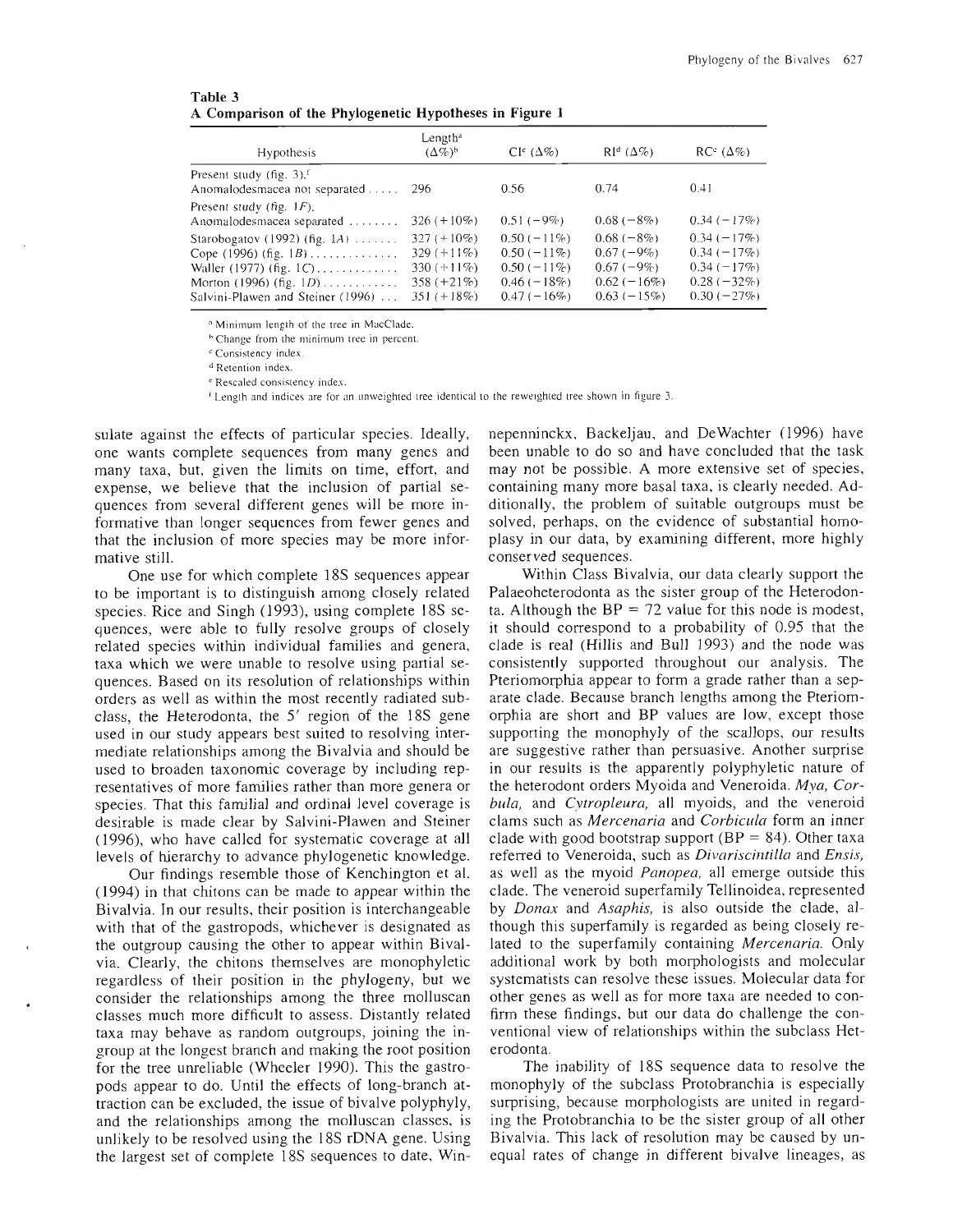**Table 3**
**A Comparison of the Phylogenetic Hypotheses in Figure 1**

| Hypothesis | Length[a] (Δ%)[b] | CI[c] (Δ%) | RI[d] (Δ%) | RC[e] (Δ%) |
|---|---|---|---|---|
| Present study (fig. 3),[f] Anomalodesmacea not separated . . . . . | 296 | 0.56 | 0.74 | 0.41 |
| Present study (fig. 1*F*), Anomalodesmacea separated . . . . . . . . | 326 (+10%) | 0.51 (−9%) | 0.68 (−8%) | 0.34 (−17%) |
| Starobogatov (1992) (fig. 1*A*) . . . . . . . | 327 (+10%) | 0.50 (−11%) | 0.68 (−8%) | 0.34 (−17%) |
| Cope (1996) (fig. 1*B*) . . . . . . . . . . . . . . | 329 (+11%) | 0.50 (−11%) | 0.67 (−9%) | 0.34 (−17%) |
| Waller (1977) (fig. 1*C*) . . . . . . . . . . . . . | 330 (+11%) | 0.50 (−11%) | 0.67 (−9%) | 0.34 (−17%) |
| Morton (1996) (fig. 1*D*) . . . . . . . . . . . . | 358 (+21%) | 0.46 (−18%) | 0.62 (−16%) | 0.28 (−32%) |
| Salvini-Plawen and Steiner (1996) . . . | 351 (+18%) | 0.47 (−16%) | 0.63 (−15%) | 0.30 (−27%) |

[a] Minimum length of the tree in MacClade.

[b] Change from the minimum tree in percent.

[c] Consistency index.

[d] Retention index.

[e] Rescaled consistency index.

[f] Length and indices are for an unweighted tree identical to the reweighted tree shown in figure 3.

sulate against the effects of particular species. Ideally, one wants complete sequences from many genes and many taxa, but, given the limits on time, effort, and expense, we believe that the inclusion of partial sequences from several different genes will be more informative than longer sequences from fewer genes and that the inclusion of more species may be more informative still.

One use for which complete 18S sequences appear to be important is to distinguish among closely related species. Rice and Singh (1993), using complete 18S sequences, were able to fully resolve groups of closely related species within individual families and genera, taxa which we were unable to resolve using partial sequences. Based on its resolution of relationships within orders as well as within the most recently radiated subclass, the Heterodonta, the 5′ region of the 18S gene used in our study appears best suited to resolving intermediate relationships among the Bivalvia and should be used to broaden taxonomic coverage by including representatives of more families rather than more genera or species. That this familial and ordinal level coverage is desirable is made clear by Salvini-Plawen and Steiner (1996), who have called for systematic coverage at all levels of hierarchy to advance phylogenetic knowledge.

Our findings resemble those of Kenchington et al. (1994) in that chitons can be made to appear within the Bivalvia. In our results, their position is interchangeable with that of the gastropods, whichever is designated as the outgroup causing the other to appear within Bivalvia. Clearly, the chitons themselves are monophyletic regardless of their position in the phylogeny, but we consider the relationships among the three molluscan classes much more difficult to assess. Distantly related taxa may behave as random outgroups, joining the ingroup at the longest branch and making the root position for the tree unreliable (Wheeler 1990). This the gastropods appear to do. Until the effects of long-branch attraction can be excluded, the issue of bivalve polyphyly, and the relationships among the molluscan classes, is unlikely to be resolved using the 18S rDNA gene. Using the largest set of complete 18S sequences to date, Winnepenninckx, Backeljau, and DeWachter (1996) have been unable to do so and have concluded that the task may not be possible. A more extensive set of species, containing many more basal taxa, is clearly needed. Additionally, the problem of suitable outgroups must be solved, perhaps, on the evidence of substantial homoplasy in our data, by examining different, more highly conserved sequences.

Within Class Bivalvia, our data clearly support the Palaeoheterodonta as the sister group of the Heterodonta. Although the BP = 72 value for this node is modest, it should correspond to a probability of 0.95 that the clade is real (Hillis and Bull 1993) and the node was consistently supported throughout our analysis. The Pteriomorphia appear to form a grade rather than a separate clade. Because branch lengths among the Pteriomorphia are short and BP values are low, except those supporting the monophyly of the scallops, our results are suggestive rather than persuasive. Another surprise in our results is the apparently polyphyletic nature of the heterodont orders Myoida and Veneroida. *Mya*, *Corbula*, and *Cytropleura*, all myoids, and the veneroid clams such as *Mercenaria* and *Corbicula* form an inner clade with good bootstrap support (BP = 84). Other taxa referred to Veneroida, such as *Divariscintilla* and *Ensis*, as well as the myoid *Panopea*, all emerge outside this clade. The veneroid superfamily Tellinoidea, represented by *Donax* and *Asaphis*, is also outside the clade, although this superfamily is regarded as being closely related to the superfamily containing *Mercenaria*. Only additional work by both morphologists and molecular systematists can resolve these issues. Molecular data for other genes as well as for more taxa are needed to confirm these findings, but our data do challenge the conventional view of relationships within the subclass Heterodonta.

The inability of 18S sequence data to resolve the monophyly of the subclass Protobranchia is especially surprising, because morphologists are united in regarding the Protobranchia to be the sister group of all other Bivalvia. This lack of resolution may be caused by unequal rates of change in different bivalve lineages, as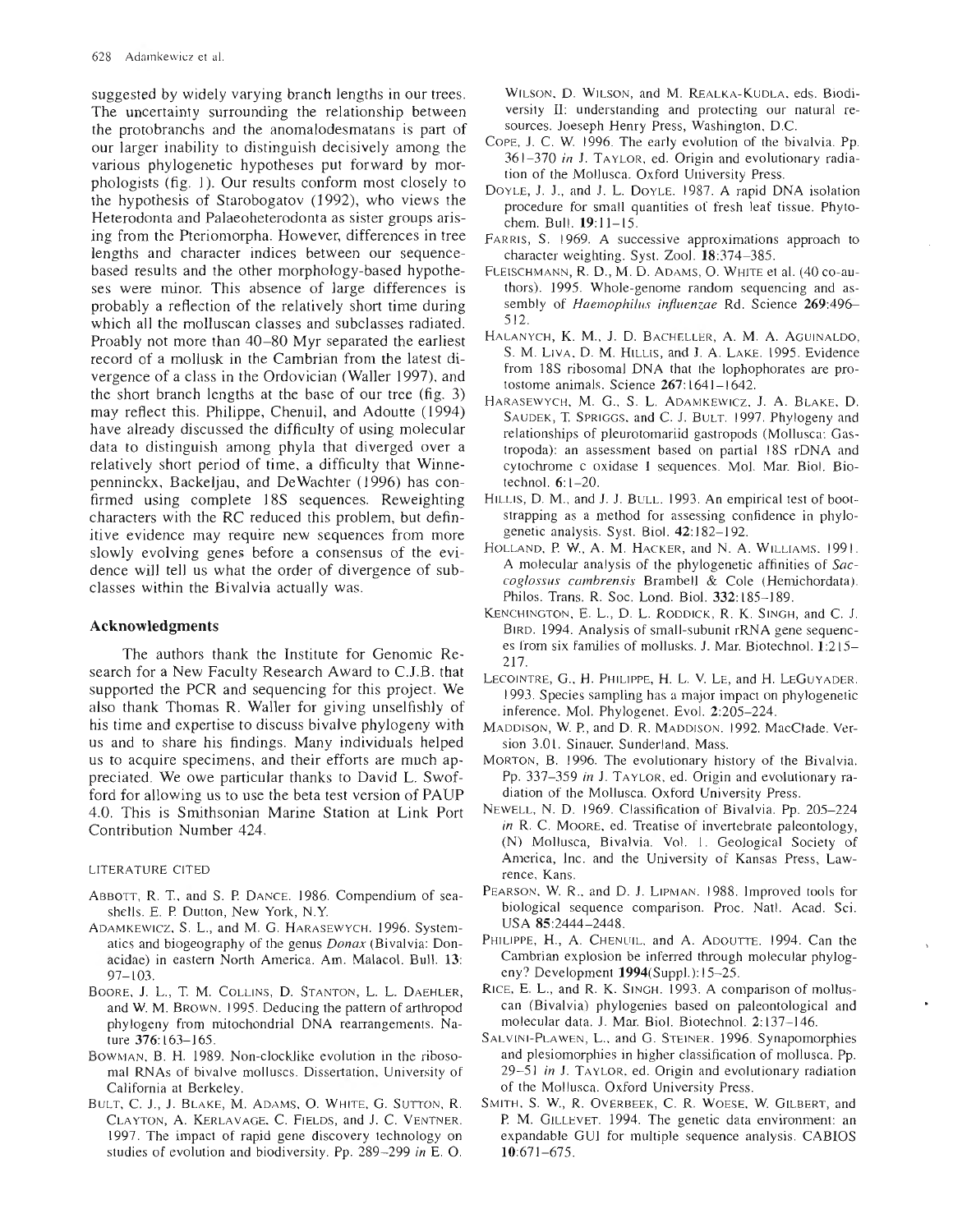suggested by widely varying branch lengths in our trees. The uncertainty surrounding the relationship between the protobranchs and the anomalodesmatans is part of our larger inability to distinguish decisively among the various phylogenetic hypotheses put forward by morphologists (fig. 1). Our results conform most closely to the hypothesis of Starobogatov (1992), who views the Heterodonta and Palaeoheterodonta as sister groups arising from the Pteriomorpha. However, differences in tree lengths and character indices between our sequence-based results and the other morphology-based hypotheses were minor. This absence of large differences is probably a reflection of the relatively short time during which all the molluscan classes and subclasses radiated. Proably not more than 40–80 Myr separated the earliest record of a mollusk in the Cambrian from the latest divergence of a class in the Ordovician (Waller 1997), and the short branch lengths at the base of our tree (fig. 3) may reflect this. Philippe, Chenuil, and Adoutte (1994) have already discussed the difficulty of using molecular data to distinguish among phyla that diverged over a relatively short period of time, a difficulty that Winnepenninckx, Backeljau, and DeWachter (1996) has confirmed using complete 18S sequences. Reweighting characters with the RC reduced this problem, but definitive evidence may require new sequences from more slowly evolving genes before a consensus of the evidence will tell us what the order of divergence of subclasses within the Bivalvia actually was.

## Acknowledgments

The authors thank the Institute for Genomic Research for a New Faculty Research Award to C.J.B. that supported the PCR and sequencing for this project. We also thank Thomas R. Waller for giving unselfishly of his time and expertise to discuss bivalve phylogeny with us and to share his findings. Many individuals helped us to acquire specimens, and their efforts are much appreciated. We owe particular thanks to David L. Swofford for allowing us to use the beta test version of PAUP 4.0. This is Smithsonian Marine Station at Link Port Contribution Number 424.

### LITERATURE CITED

Abbott, R. T., and S. P. Dance. 1986. Compendium of seashells. E. P. Dutton, New York, N.Y.

Adamkewicz, S. L., and M. G. Harasewych. 1996. Systematics and biogeography of the genus *Donax* (Bivalvia: Donacidae) in eastern North America. Am. Malacol. Bull. 13: 97–103.

Boore, J. L., T. M. Collins, D. Stanton, L. L. Daehler, and W. M. Brown. 1995. Deducing the pattern of arthropod phylogeny from mitochondrial DNA rearrangements. Nature **376**:163–165.

Bowman, B. H. 1989. Non-clocklike evolution in the ribosomal RNAs of bivalve molluscs. Dissertation, University of California at Berkeley.

Bult, C. J., J. Blake, M. Adams, O. White, G. Sutton, R. Clayton, A. Kerlavage, C. Fields, and J. C. Ventner. 1997. The impact of rapid gene discovery technology on studies of evolution and biodiversity. Pp. 289–299 *in* E. O. Wilson, D. Wilson, and M. Realka-Kudla, eds. Biodiversity II: understanding and protecting our natural resources. Joeseph Henry Press, Washington, D.C.

Cope, J. C. W. 1996. The early evolution of the bivalvia. Pp. 361–370 *in* J. Taylor, ed. Origin and evolutionary radiation of the Mollusca. Oxford University Press.

Doyle, J. J., and J. L. Doyle. 1987. A rapid DNA isolation procedure for small quantities of fresh leaf tissue. Phytochem. Bull. **19**:11–15.

Farris, S. 1969. A successive approximations approach to character weighting. Syst. Zool. **18**:374–385.

Fleischmann, R. D., M. D. Adams, O. White et al. (40 co-authors). 1995. Whole-genome random sequencing and assembly of *Haemophilus influenzae* Rd. Science **269**:496–512.

Halanych, K. M., J. D. Bacheller, A. M. A. Aguinaldo, S. M. Liva, D. M. Hillis, and J. A. Lake. 1995. Evidence from 18S ribosomal DNA that the lophophorates are protostome animals. Science **267**:1641–1642.

Harasewych, M. G., S. L. Adamkewicz, J. A. Blake, D. Saudek, T. Spriggs, and C. J. Bult. 1997. Phylogeny and relationships of pleurotomariid gastropods (Mollusca: Gastropoda): an assessment based on partial 18S rDNA and cytochrome c oxidase I sequences. Mol. Mar. Biol. Biotechnol. **6**:1–20.

Hillis, D. M., and J. J. Bull. 1993. An empirical test of bootstrapping as a method for assessing confidence in phylogenetic analysis. Syst. Biol. **42**:182–192.

Holland, P. W., A. M. Hacker, and N. A. Williams. 1991. A molecular analysis of the phylogenetic affinities of *Saccoglossus cambrensis* Brambell & Cole (Hemichordata). Philos. Trans. R. Soc. Lond. Biol. **332**:185–189.

Kenchington, E. L., D. L. Roddick, R. K. Singh, and C. J. Bird. 1994. Analysis of small-subunit rRNA gene sequences from six families of mollusks. J. Mar. Biotechnol. **1**:215–217.

Lecointre, G., H. Philippe, H. L. V. Le, and H. LeGuyader. 1993. Species sampling has a major impact on phylogenetic inference. Mol. Phylogenet. Evol. **2**:205–224.

Maddison, W. P., and D. R. Maddison. 1992. MacClade. Version 3.01. Sinauer, Sunderland, Mass.

Morton, B. 1996. The evolutionary history of the Bivalvia. Pp. 337–359 *in* J. Taylor, ed. Origin and evolutionary radiation of the Mollusca. Oxford University Press.

Newell, N. D. 1969. Classification of Bivalvia. Pp. 205–224 *in* R. C. Moore, ed. Treatise of invertebrate paleontology, (N) Mollusca, Bivalvia. Vol. 1. Geological Society of America, Inc. and the University of Kansas Press, Lawrence, Kans.

Pearson, W. R., and D. J. Lipman. 1988. Improved tools for biological sequence comparison. Proc. Natl. Acad. Sci. USA **85**:2444–2448.

Philippe, H., A. Chenuil, and A. Adoutte. 1994. Can the Cambrian explosion be inferred through molecular phylogeny? Development **1994**(Suppl.):15–25.

Rice, E. L., and R. K. Singh. 1993. A comparison of molluscan (Bivalvia) phylogenies based on paleontological and molecular data. J. Mar. Biol. Biotechnol. **2**:137–146.

Salvini-Plawen, L., and G. Steiner. 1996. Synapomorphies and plesiomorphies in higher classification of mollusca. Pp. 29–51 *in* J. Taylor, ed. Origin and evolutionary radiation of the Mollusca. Oxford University Press.

Smith, S. W., R. Overbeek, C. R. Woese, W. Gilbert, and P. M. Gillevet. 1994. The genetic data environment: an expandable GUI for multiple sequence analysis. CABIOS **10**:671–675.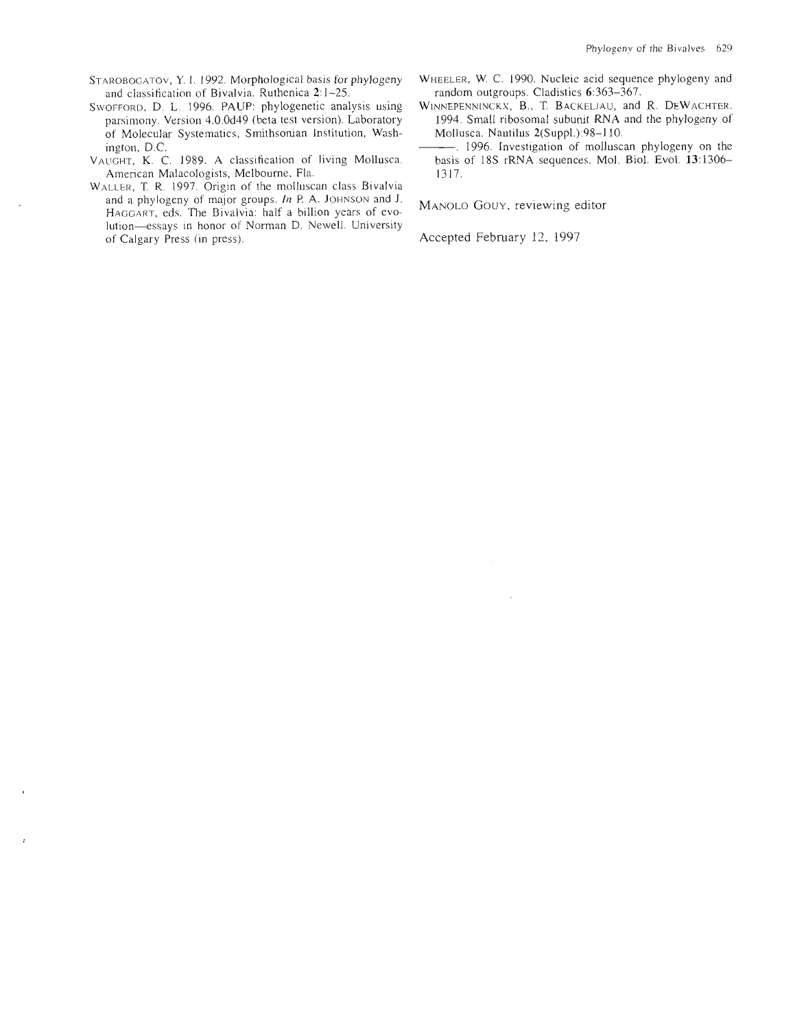STAROBOGATOV, Y. I. 1992. Morphological basis for phylogeny and classification of Bivalvia. Ruthenica **2**:1–25.

SWOFFORD, D. L. 1996. PAUP: phylogenetic analysis using parsimony. Version 4.0.0d49 (beta test version). Laboratory of Molecular Systematics, Smithsonian Institution, Washington, D.C.

VAUGHT, K. C. 1989. A classification of living Mollusca. American Malacologists, Melbourne, Fla.

WALLER, T. R. 1997. Origin of the molluscan class Bivalvia and a phylogeny of major groups. *In* P. A. JOHNSON and J. HAGGART, eds. The Bivalvia: half a billion years of evolution—essays in honor of Norman D. Newell. University of Calgary Press (in press).

WHEELER, W. C. 1990. Nucleic acid sequence phylogeny and random outgroups. Cladistics **6**:363–367.

WINNEPENNINCKX, B., T. BACKELJAU, and R. DEWACHTER. 1994. Small ribosomal subunit RNA and the phylogeny of Mollusca. Nautilus 2(Suppl.):98–110.

———. 1996. Investigation of molluscan phylogeny on the basis of 18S rRNA sequences. Mol. Biol. Evol. **13**:1306–1317.

MANOLO GOUY, reviewing editor

Accepted February 12, 1997